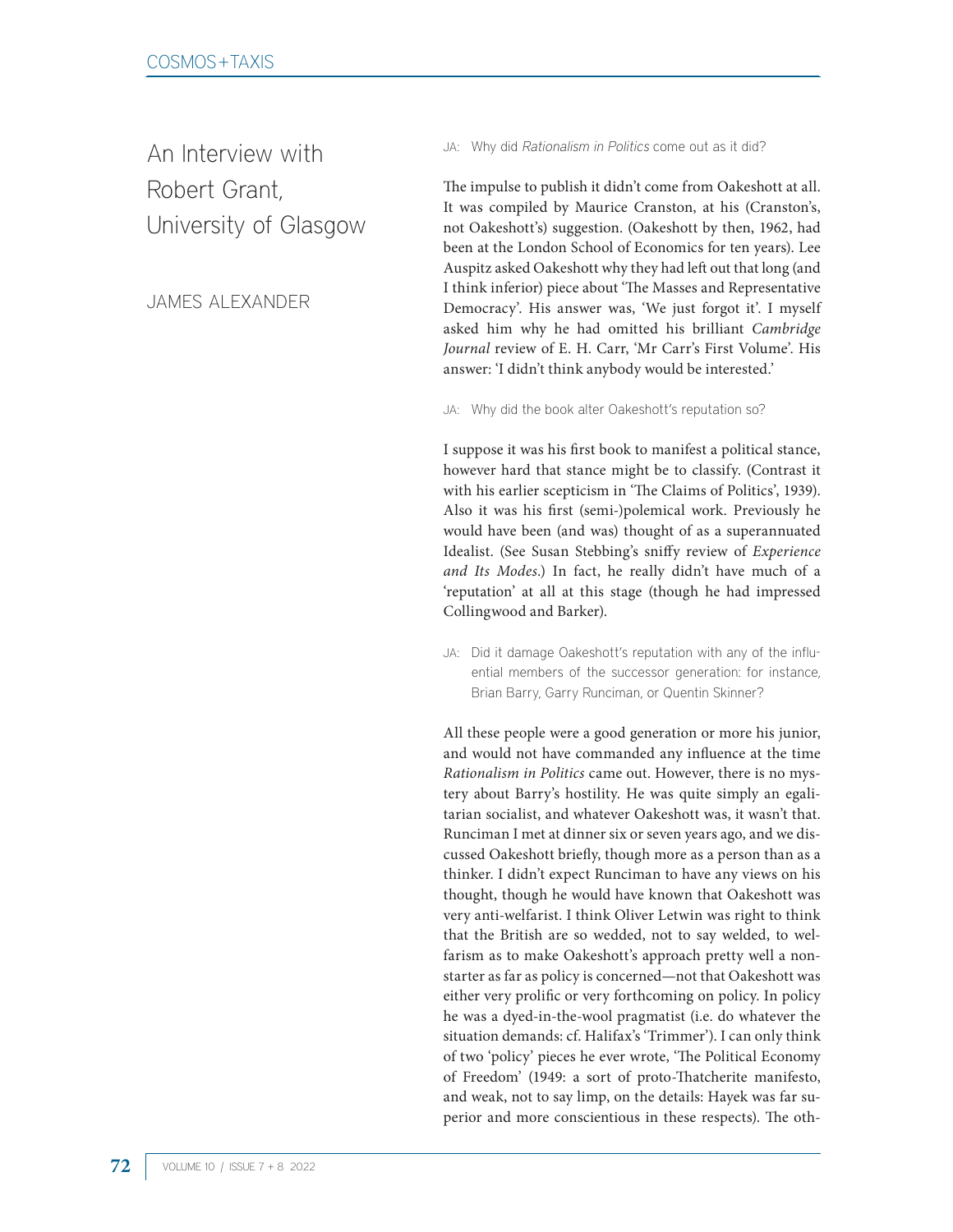# An Interview with Robert Grant, University of Glasgow

JAMES ALEXANDER

JA: Why did *Rationalism in Politics* come out as it did?

The impulse to publish it didn't come from Oakeshott at all. It was compiled by Maurice Cranston, at his (Cranston's, not Oakeshott's) suggestion. (Oakeshott by then, 1962, had been at the London School of Economics for ten years). Lee Auspitz asked Oakeshott why they had left out that long (and I think inferior) piece about 'The Masses and Representative Democracy'. His answer was, 'We just forgot it'. I myself asked him why he had omitted his brilliant *Cambridge Journal* review of E. H. Carr, 'Mr Carr's First Volume'. His answer: 'I didn't think anybody would be interested.'

JA: Why did the book alter Oakeshott's reputation so?

I suppose it was his first book to manifest a political stance, however hard that stance might be to classify. (Contrast it with his earlier scepticism in 'The Claims of Politics', 1939). Also it was his first (semi-)polemical work. Previously he would have been (and was) thought of as a superannuated Idealist. (See Susan Stebbing's sniffy review of *Experience and Its Modes*.) In fact, he really didn't have much of a 'reputation' at all at this stage (though he had impressed Collingwood and Barker).

JA: Did it damage Oakeshott's reputation with any of the influential members of the successor generation: for instance, Brian Barry, Garry Runciman, or Quentin Skinner?

All these people were a good generation or more his junior, and would not have commanded any influence at the time *Rationalism in Politics* came out. However, there is no mystery about Barry's hostility. He was quite simply an egalitarian socialist, and whatever Oakeshott was, it wasn't that. Runciman I met at dinner six or seven years ago, and we discussed Oakeshott briefly, though more as a person than as a thinker. I didn't expect Runciman to have any views on his thought, though he would have known that Oakeshott was very anti-welfarist. I think Oliver Letwin was right to think that the British are so wedded, not to say welded, to welfarism as to make Oakeshott's approach pretty well a non-starter as far as policy is concerned—not that Oakeshott was either very prolific or very forthcoming on policy. In policy he was a dyed-in-the-wool pragmatist (i.e. do whatever the situation demands: cf. Halifax's 'Trimmer'). I can only think of two 'policy' pieces he ever wrote, 'The Political Economy of Freedom' (1949: a sort of proto-Thatcherite manifesto, and weak, not to say limp, on the details: Hayek was far superior and more conscientious in these respects). The oth-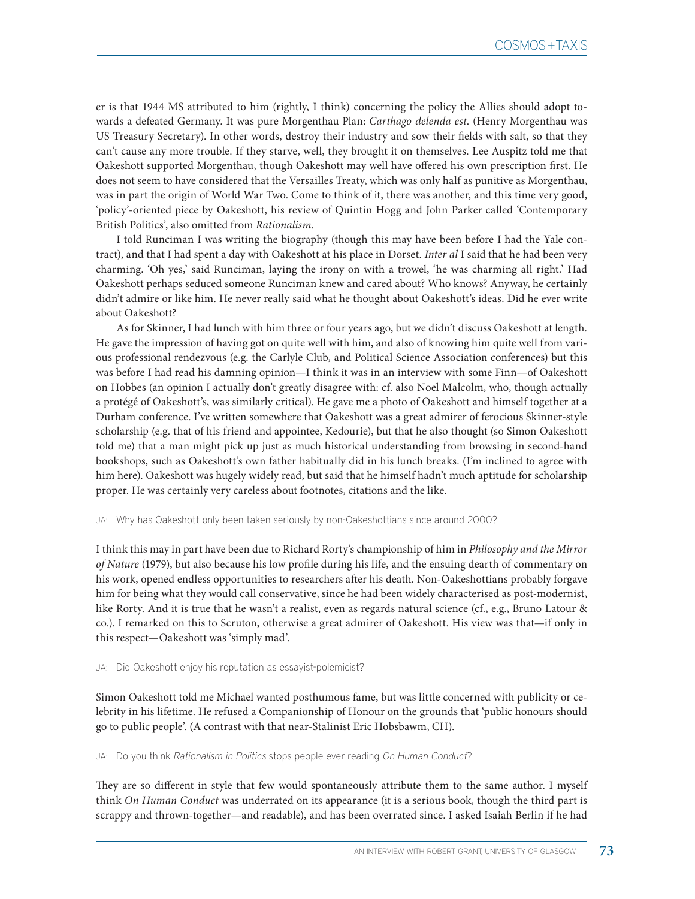er is that 1944 MS attributed to him (rightly, I think) concerning the policy the Allies should adopt towards a defeated Germany. It was pure Morgenthau Plan: *Carthago delenda est*. (Henry Morgenthau was US Treasury Secretary). In other words, destroy their industry and sow their fields with salt, so that they can't cause any more trouble. If they starve, well, they brought it on themselves. Lee Auspitz told me that Oakeshott supported Morgenthau, though Oakeshott may well have offered his own prescription first. He does not seem to have considered that the Versailles Treaty, which was only half as punitive as Morgenthau, was in part the origin of World War Two. Come to think of it, there was another, and this time very good, 'policy'-oriented piece by Oakeshott, his review of Quintin Hogg and John Parker called 'Contemporary British Politics', also omitted from *Rationalism*.

I told Runciman I was writing the biography (though this may have been before I had the Yale contract), and that I had spent a day with Oakeshott at his place in Dorset. *Inter al* I said that he had been very charming. 'Oh yes,' said Runciman, laying the irony on with a trowel, 'he was charming all right.' Had Oakeshott perhaps seduced someone Runciman knew and cared about? Who knows? Anyway, he certainly didn't admire or like him. He never really said what he thought about Oakeshott's ideas. Did he ever write about Oakeshott?

As for Skinner, I had lunch with him three or four years ago, but we didn't discuss Oakeshott at length. He gave the impression of having got on quite well with him, and also of knowing him quite well from various professional rendezvous (e.g. the Carlyle Club, and Political Science Association conferences) but this was before I had read his damning opinion—I think it was in an interview with some Finn—of Oakeshott on Hobbes (an opinion I actually don't greatly disagree with: cf. also Noel Malcolm, who, though actually a protégé of Oakeshott's, was similarly critical). He gave me a photo of Oakeshott and himself together at a Durham conference. I've written somewhere that Oakeshott was a great admirer of ferocious Skinner-style scholarship (e.g. that of his friend and appointee, Kedourie), but that he also thought (so Simon Oakeshott told me) that a man might pick up just as much historical understanding from browsing in second-hand bookshops, such as Oakeshott's own father habitually did in his lunch breaks. (I'm inclined to agree with him here). Oakeshott was hugely widely read, but said that he himself hadn't much aptitude for scholarship proper. He was certainly very careless about footnotes, citations and the like.

JA: Why has Oakeshott only been taken seriously by non-Oakeshottians since around 2000?

I think this may in part have been due to Richard Rorty's championship of him in *Philosophy and the Mirror of Nature* (1979), but also because his low profile during his life, and the ensuing dearth of commentary on his work, opened endless opportunities to researchers after his death. Non-Oakeshottians probably forgave him for being what they would call conservative, since he had been widely characterised as post-modernist, like Rorty. And it is true that he wasn't a realist, even as regards natural science (cf., e.g., Bruno Latour & co.). I remarked on this to Scruton, otherwise a great admirer of Oakeshott. His view was that—if only in this respect—Oakeshott was 'simply mad'.

JA: Did Oakeshott enjoy his reputation as essayist-polemicist?

Simon Oakeshott told me Michael wanted posthumous fame, but was little concerned with publicity or celebrity in his lifetime. He refused a Companionship of Honour on the grounds that 'public honours should go to public people'. (A contrast with that near-Stalinist Eric Hobsbawm, CH).

JA: Do you think *Rationalism in Politics* stops people ever reading *On Human Conduct*?

They are so different in style that few would spontaneously attribute them to the same author. I myself think *On Human Conduct* was underrated on its appearance (it is a serious book, though the third part is scrappy and thrown-together—and readable), and has been overrated since. I asked Isaiah Berlin if he had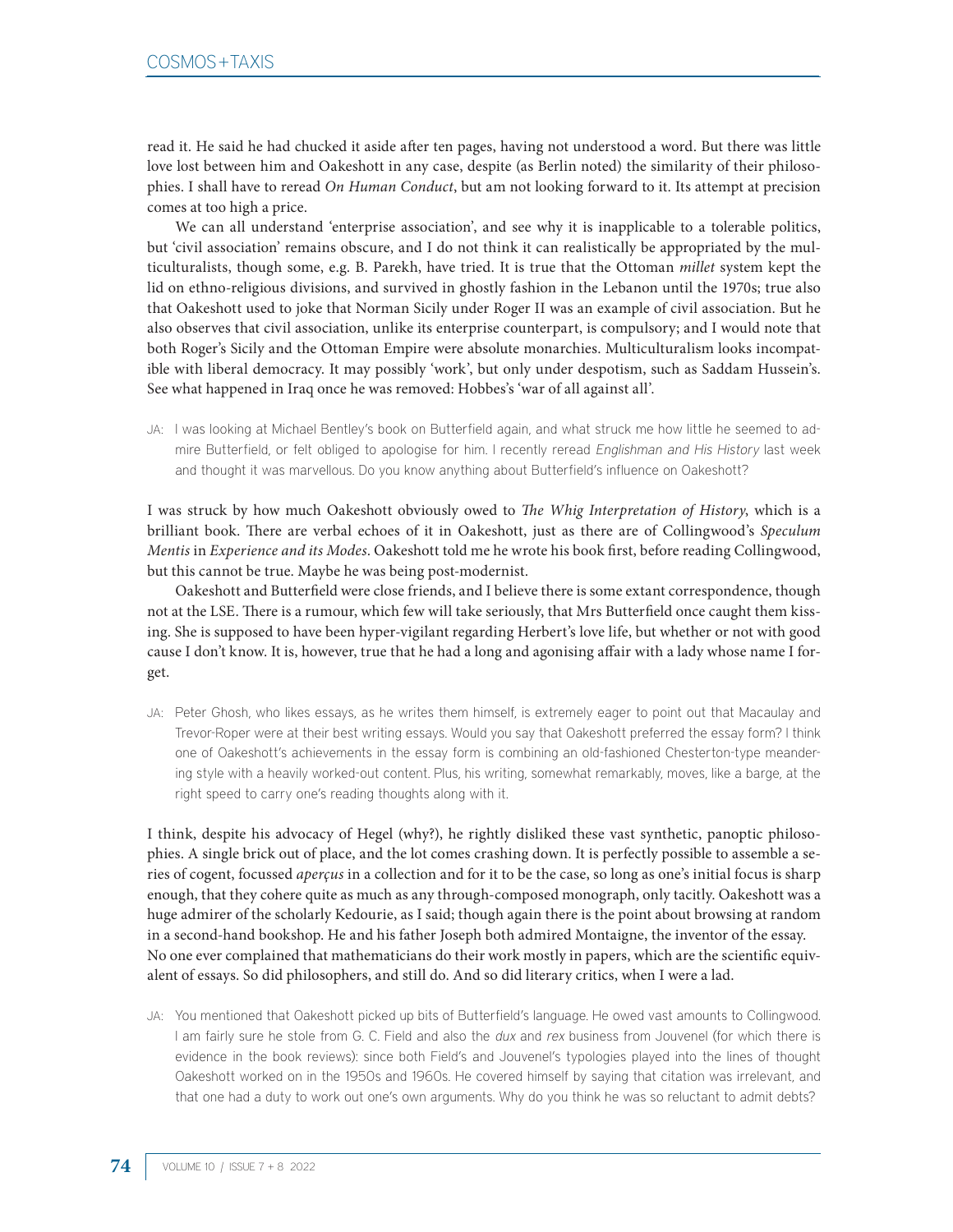read it. He said he had chucked it aside after ten pages, having not understood a word. But there was little love lost between him and Oakeshott in any case, despite (as Berlin noted) the similarity of their philosophies. I shall have to reread *On Human Conduct*, but am not looking forward to it. Its attempt at precision comes at too high a price.

We can all understand 'enterprise association', and see why it is inapplicable to a tolerable politics, but 'civil association' remains obscure, and I do not think it can realistically be appropriated by the multiculturalists, though some, e.g. B. Parekh, have tried. It is true that the Ottoman *millet* system kept the lid on ethno-religious divisions, and survived in ghostly fashion in the Lebanon until the 1970s; true also that Oakeshott used to joke that Norman Sicily under Roger II was an example of civil association. But he also observes that civil association, unlike its enterprise counterpart, is compulsory; and I would note that both Roger's Sicily and the Ottoman Empire were absolute monarchies. Multiculturalism looks incompatible with liberal democracy. It may possibly 'work', but only under despotism, such as Saddam Hussein's. See what happened in Iraq once he was removed: Hobbes's 'war of all against all'.

JA: I was looking at Michael Bentley's book on Butterfield again, and what struck me how little he seemed to admire Butterfield, or felt obliged to apologise for him. I recently reread *Englishman and His History* last week and thought it was marvellous. Do you know anything about Butterfield's influence on Oakeshott?

I was struck by how much Oakeshott obviously owed to *The Whig Interpretation of History*, which is a brilliant book. There are verbal echoes of it in Oakeshott, just as there are of Collingwood's *Speculum Mentis* in *Experience and its Modes*. Oakeshott told me he wrote his book first, before reading Collingwood, but this cannot be true. Maybe he was being post-modernist.

Oakeshott and Butterfield were close friends, and I believe there is some extant correspondence, though not at the LSE. There is a rumour, which few will take seriously, that Mrs Butterfield once caught them kissing. She is supposed to have been hyper-vigilant regarding Herbert's love life, but whether or not with good cause I don't know. It is, however, true that he had a long and agonising affair with a lady whose name I forget.

JA: Peter Ghosh, who likes essays, as he writes them himself, is extremely eager to point out that Macaulay and Trevor-Roper were at their best writing essays. Would you say that Oakeshott preferred the essay form? I think one of Oakeshott's achievements in the essay form is combining an old-fashioned Chesterton-type meandering style with a heavily worked-out content. Plus, his writing, somewhat remarkably, moves, like a barge, at the right speed to carry one's reading thoughts along with it.

I think, despite his advocacy of Hegel (why?), he rightly disliked these vast synthetic, panoptic philosophies. A single brick out of place, and the lot comes crashing down. It is perfectly possible to assemble a series of cogent, focussed *aperçus* in a collection and for it to be the case, so long as one's initial focus is sharp enough, that they cohere quite as much as any through-composed monograph, only tacitly. Oakeshott was a huge admirer of the scholarly Kedourie, as I said; though again there is the point about browsing at random in a second-hand bookshop. He and his father Joseph both admired Montaigne, the inventor of the essay. No one ever complained that mathematicians do their work mostly in papers, which are the scientific equivalent of essays. So did philosophers, and still do. And so did literary critics, when I were a lad.

JA: You mentioned that Oakeshott picked up bits of Butterfield's language. He owed vast amounts to Collingwood. I am fairly sure he stole from G. C. Field and also the *dux* and *rex* business from Jouvenel (for which there is evidence in the book reviews): since both Field's and Jouvenel's typologies played into the lines of thought Oakeshott worked on in the 1950s and 1960s. He covered himself by saying that citation was irrelevant, and that one had a duty to work out one's own arguments. Why do you think he was so reluctant to admit debts?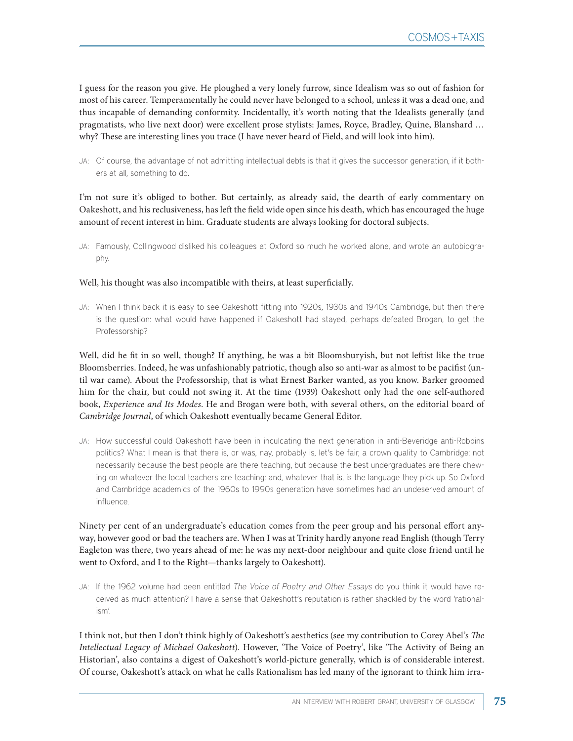I guess for the reason you give. He ploughed a very lonely furrow, since Idealism was so out of fashion for most of his career. Temperamentally he could never have belonged to a school, unless it was a dead one, and thus incapable of demanding conformity. Incidentally, it's worth noting that the Idealists generally (and pragmatists, who live next door) were excellent prose stylists: James, Royce, Bradley, Quine, Blanshard … why? These are interesting lines you trace (I have never heard of Field, and will look into him).

> JA: Of course, the advantage of not admitting intellectual debts is that it gives the successor generation, if it bothers at all, something to do.

I'm not sure it's obliged to bother. But certainly, as already said, the dearth of early commentary on Oakeshott, and his reclusiveness, has left the field wide open since his death, which has encouraged the huge amount of recent interest in him. Graduate students are always looking for doctoral subjects.

> JA: Famously, Collingwood disliked his colleagues at Oxford so much he worked alone, and wrote an autobiography.

Well, his thought was also incompatible with theirs, at least superficially.

> JA: When I think back it is easy to see Oakeshott fitting into 1920s, 1930s and 1940s Cambridge, but then there is the question: what would have happened if Oakeshott had stayed, perhaps defeated Brogan, to get the Professorship?

Well, did he fit in so well, though? If anything, he was a bit Bloomsburyish, but not leftist like the true Bloomsberries. Indeed, he was unfashionably patriotic, though also so anti-war as almost to be pacifist (until war came). About the Professorship, that is what Ernest Barker wanted, as you know. Barker groomed him for the chair, but could not swing it. At the time (1939) Oakeshott only had the one self-authored book, *Experience and Its Modes*. He and Brogan were both, with several others, on the editorial board of *Cambridge Journal*, of which Oakeshott eventually became General Editor.

> JA: How successful could Oakeshott have been in inculcating the next generation in anti-Beveridge anti-Robbins politics? What I mean is that there is, or was, nay, probably is, let's be fair, a crown quality to Cambridge: not necessarily because the best people are there teaching, but because the best undergraduates are there chewing on whatever the local teachers are teaching: and, whatever that is, is the language they pick up. So Oxford and Cambridge academics of the 1960s to 1990s generation have sometimes had an undeserved amount of influence.

Ninety per cent of an undergraduate's education comes from the peer group and his personal effort anyway, however good or bad the teachers are. When I was at Trinity hardly anyone read English (though Terry Eagleton was there, two years ahead of me: he was my next-door neighbour and quite close friend until he went to Oxford, and I to the Right—thanks largely to Oakeshott).

> JA: If the 1962 volume had been entitled *The Voice of Poetry and Other Essays* do you think it would have received as much attention? I have a sense that Oakeshott's reputation is rather shackled by the word 'rationalism'.

I think not, but then I don't think highly of Oakeshott's aesthetics (see my contribution to Corey Abel's *The Intellectual Legacy of Michael Oakeshott*). However, 'The Voice of Poetry', like 'The Activity of Being an Historian', also contains a digest of Oakeshott's world-picture generally, which is of considerable interest. Of course, Oakeshott's attack on what he calls Rationalism has led many of the ignorant to think him irra-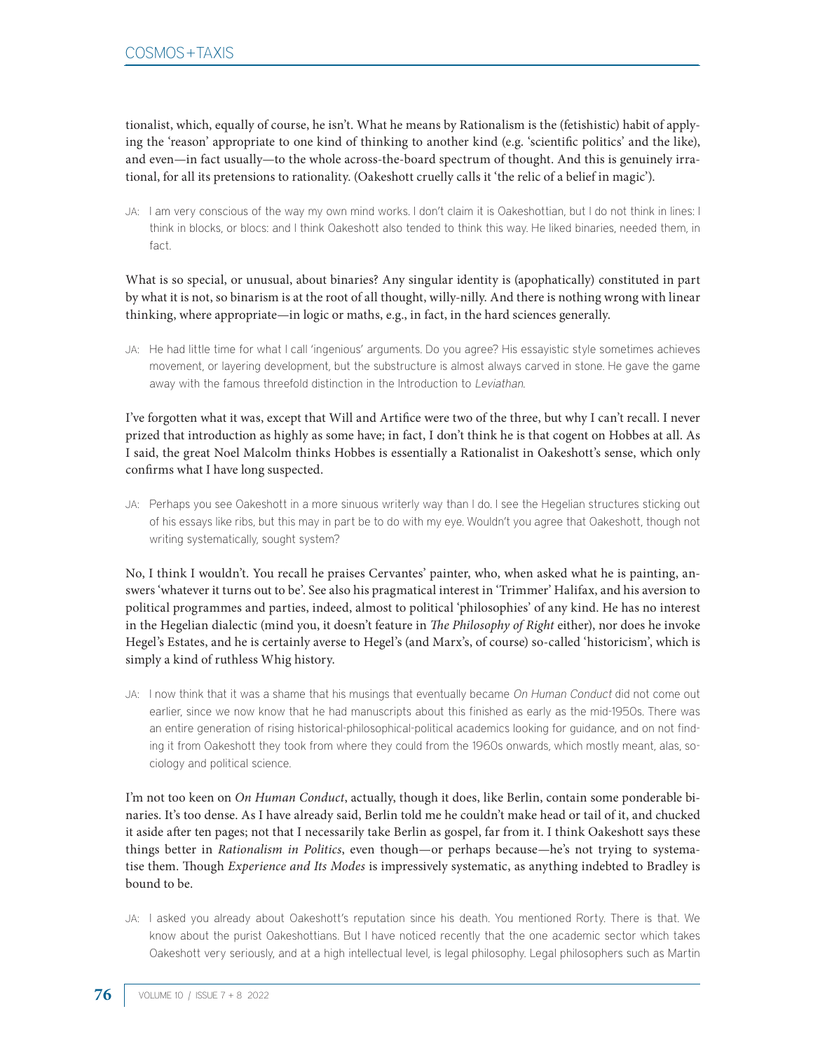tionalist, which, equally of course, he isn't. What he means by Rationalism is the (fetishistic) habit of applying the 'reason' appropriate to one kind of thinking to another kind (e.g. 'scientific politics' and the like), and even—in fact usually—to the whole across-the-board spectrum of thought. And this is genuinely irrational, for all its pretensions to rationality. (Oakeshott cruelly calls it 'the relic of a belief in magic').

> JA: I am very conscious of the way my own mind works. I don't claim it is Oakeshottian, but I do not think in lines: I think in blocks, or blocs: and I think Oakeshott also tended to think this way. He liked binaries, needed them, in fact.

What is so special, or unusual, about binaries? Any singular identity is (apophatically) constituted in part by what it is not, so binarism is at the root of all thought, willy-nilly. And there is nothing wrong with linear thinking, where appropriate—in logic or maths, e.g., in fact, in the hard sciences generally.

> JA: He had little time for what I call 'ingenious' arguments. Do you agree? His essayistic style sometimes achieves movement, or layering development, but the substructure is almost always carved in stone. He gave the game away with the famous threefold distinction in the Introduction to *Leviathan*.

I've forgotten what it was, except that Will and Artifice were two of the three, but why I can't recall. I never prized that introduction as highly as some have; in fact, I don't think he is that cogent on Hobbes at all. As I said, the great Noel Malcolm thinks Hobbes is essentially a Rationalist in Oakeshott's sense, which only confirms what I have long suspected.

> JA: Perhaps you see Oakeshott in a more sinuous writerly way than I do. I see the Hegelian structures sticking out of his essays like ribs, but this may in part be to do with my eye. Wouldn't you agree that Oakeshott, though not writing systematically, sought system?

No, I think I wouldn't. You recall he praises Cervantes' painter, who, when asked what he is painting, answers 'whatever it turns out to be'. See also his pragmatical interest in 'Trimmer' Halifax, and his aversion to political programmes and parties, indeed, almost to political 'philosophies' of any kind. He has no interest in the Hegelian dialectic (mind you, it doesn't feature in *The Philosophy of Right* either), nor does he invoke Hegel's Estates, and he is certainly averse to Hegel's (and Marx's, of course) so-called 'historicism', which is simply a kind of ruthless Whig history.

> JA: I now think that it was a shame that his musings that eventually became *On Human Conduct* did not come out earlier, since we now know that he had manuscripts about this finished as early as the mid-1950s. There was an entire generation of rising historical-philosophical-political academics looking for guidance, and on not finding it from Oakeshott they took from where they could from the 1960s onwards, which mostly meant, alas, sociology and political science.

I'm not too keen on *On Human Conduct*, actually, though it does, like Berlin, contain some ponderable binaries. It's too dense. As I have already said, Berlin told me he couldn't make head or tail of it, and chucked it aside after ten pages; not that I necessarily take Berlin as gospel, far from it. I think Oakeshott says these things better in *Rationalism in Politics*, even though—or perhaps because—he's not trying to systematise them. Though *Experience and Its Modes* is impressively systematic, as anything indebted to Bradley is bound to be.

> JA: I asked you already about Oakeshott's reputation since his death. You mentioned Rorty. There is that. We know about the purist Oakeshottians. But I have noticed recently that the one academic sector which takes Oakeshott very seriously, and at a high intellectual level, is legal philosophy. Legal philosophers such as Martin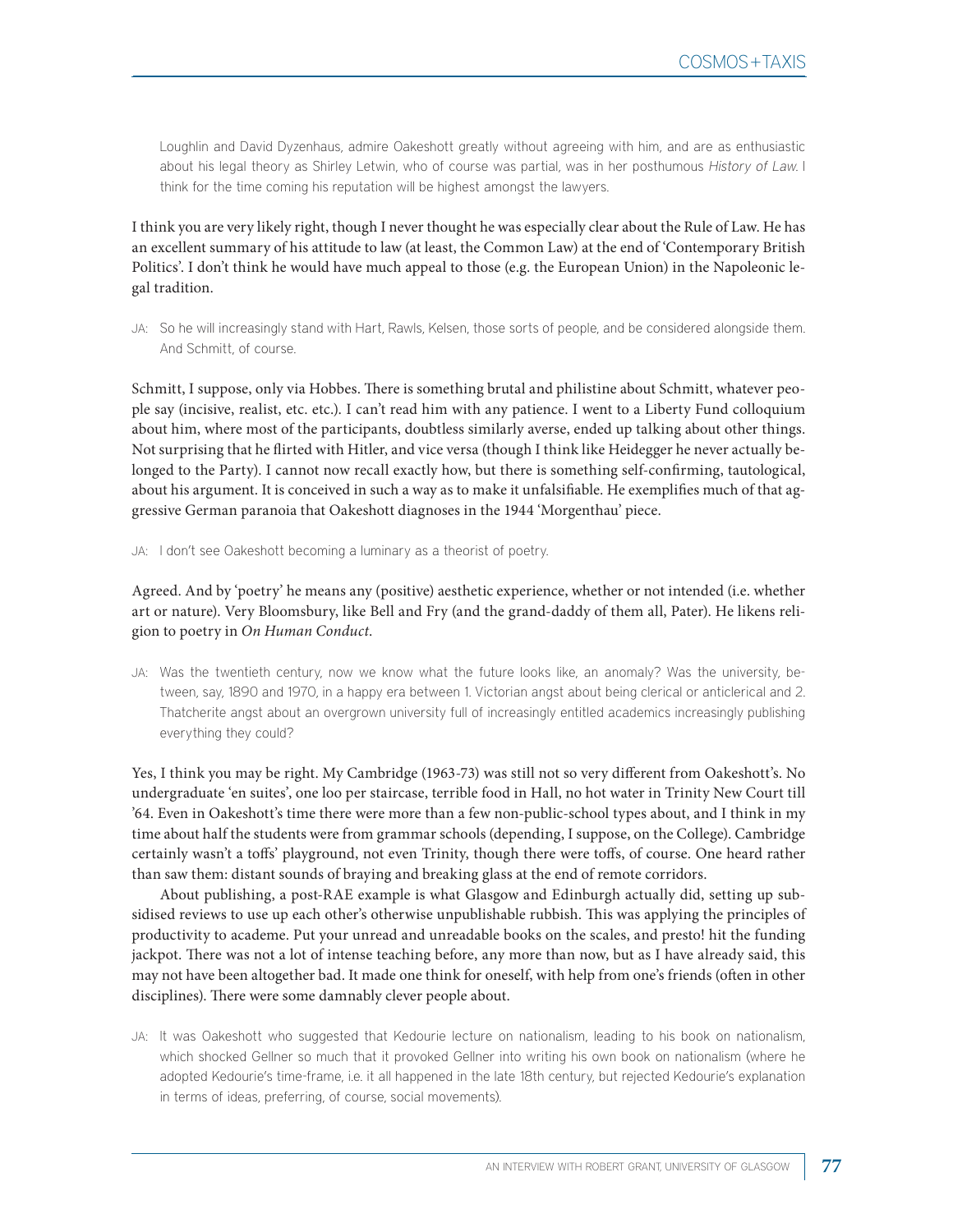Loughlin and David Dyzenhaus, admire Oakeshott greatly without agreeing with him, and are as enthusiastic about his legal theory as Shirley Letwin, who of course was partial, was in her posthumous *History of Law*. I think for the time coming his reputation will be highest amongst the lawyers.

I think you are very likely right, though I never thought he was especially clear about the Rule of Law. He has an excellent summary of his attitude to law (at least, the Common Law) at the end of 'Contemporary British Politics'. I don't think he would have much appeal to those (e.g. the European Union) in the Napoleonic legal tradition.

JA: So he will increasingly stand with Hart, Rawls, Kelsen, those sorts of people, and be considered alongside them. And Schmitt, of course.

Schmitt, I suppose, only via Hobbes. There is something brutal and philistine about Schmitt, whatever people say (incisive, realist, etc. etc.). I can't read him with any patience. I went to a Liberty Fund colloquium about him, where most of the participants, doubtless similarly averse, ended up talking about other things. Not surprising that he flirted with Hitler, and vice versa (though I think like Heidegger he never actually belonged to the Party). I cannot now recall exactly how, but there is something self-confirming, tautological, about his argument. It is conceived in such a way as to make it unfalsifiable. He exemplifies much of that aggressive German paranoia that Oakeshott diagnoses in the 1944 'Morgenthau' piece.

JA: I don't see Oakeshott becoming a luminary as a theorist of poetry.

Agreed. And by 'poetry' he means any (positive) aesthetic experience, whether or not intended (i.e. whether art or nature). Very Bloomsbury, like Bell and Fry (and the grand-daddy of them all, Pater). He likens religion to poetry in *On Human Conduct*.

JA: Was the twentieth century, now we know what the future looks like, an anomaly? Was the university, between, say, 1890 and 1970, in a happy era between 1. Victorian angst about being clerical or anticlerical and 2. Thatcherite angst about an overgrown university full of increasingly entitled academics increasingly publishing everything they could?

Yes, I think you may be right. My Cambridge (1963-73) was still not so very different from Oakeshott's. No undergraduate 'en suites', one loo per staircase, terrible food in Hall, no hot water in Trinity New Court till '64. Even in Oakeshott's time there were more than a few non-public-school types about, and I think in my time about half the students were from grammar schools (depending, I suppose, on the College). Cambridge certainly wasn't a toffs' playground, not even Trinity, though there were toffs, of course. One heard rather than saw them: distant sounds of braying and breaking glass at the end of remote corridors.

About publishing, a post-RAE example is what Glasgow and Edinburgh actually did, setting up subsidised reviews to use up each other's otherwise unpublishable rubbish. This was applying the principles of productivity to academe. Put your unread and unreadable books on the scales, and presto! hit the funding jackpot. There was not a lot of intense teaching before, any more than now, but as I have already said, this may not have been altogether bad. It made one think for oneself, with help from one's friends (often in other disciplines). There were some damnably clever people about.

JA: It was Oakeshott who suggested that Kedourie lecture on nationalism, leading to his book on nationalism, which shocked Gellner so much that it provoked Gellner into writing his own book on nationalism (where he adopted Kedourie's time-frame, i.e. it all happened in the late 18th century, but rejected Kedourie's explanation in terms of ideas, preferring, of course, social movements).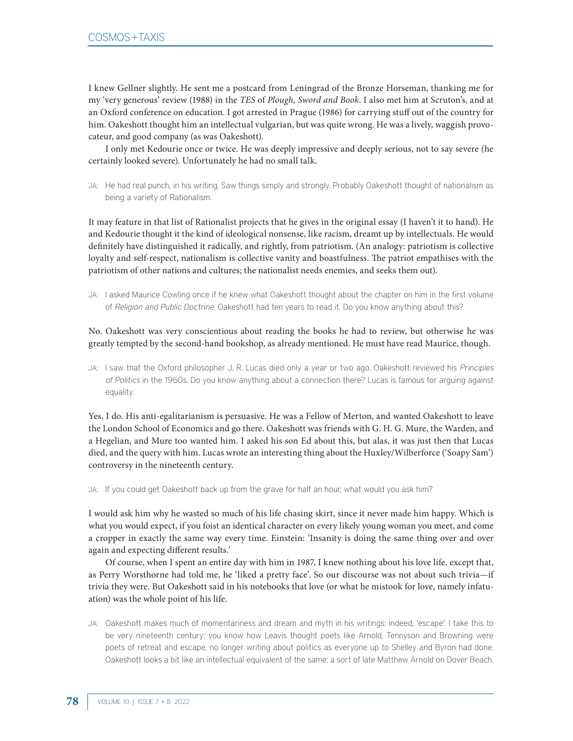I knew Gellner slightly. He sent me a postcard from Leningrad of the Bronze Horseman, thanking me for my 'very generous' review (1988) in the *TES* of *Plough, Sword and Book*. I also met him at Scruton's, and at an Oxford conference on education. I got arrested in Prague (1986) for carrying stuff out of the country for him. Oakeshott thought him an intellectual vulgarian, but was quite wrong. He was a lively, waggish provocateur, and good company (as was Oakeshott).

I only met Kedourie once or twice. He was deeply impressive and deeply serious, not to say severe (he certainly looked severe). Unfortunately he had no small talk.

JA: He had real punch, in his writing. Saw things simply and strongly. Probably Oakeshott thought of nationalism as being a variety of Rationalism.

It may feature in that list of Rationalist projects that he gives in the original essay (I haven't it to hand). He and Kedourie thought it the kind of ideological nonsense, like racism, dreamt up by intellectuals. He would definitely have distinguished it radically, and rightly, from patriotism. (An analogy: patriotism is collective loyalty and self-respect, nationalism is collective vanity and boastfulness. The patriot empathises with the patriotism of other nations and cultures; the nationalist needs enemies, and seeks them out).

JA: I asked Maurice Cowling once if he knew what Oakeshott thought about the chapter on him in the first volume of *Religion and Public Doctrine*. Oakeshott had ten years to read it. Do you know anything about this?

No. Oakeshott was very conscientious about reading the books he had to review, but otherwise he was greatly tempted by the second-hand bookshop, as already mentioned. He must have read Maurice, though.

JA: I saw that the Oxford philosopher J. R. Lucas died only a year or two ago. Oakeshott reviewed his *Principles of Politics* in the 1960s. Do you know anything about a connection there? Lucas is famous for arguing against equality.

Yes, I do. His anti-egalitarianism is persuasive. He was a Fellow of Merton, and wanted Oakeshott to leave the London School of Economics and go there. Oakeshott was friends with G. H. G. Mure, the Warden, and a Hegelian, and Mure too wanted him. I asked his son Ed about this, but alas, it was just then that Lucas died, and the query with him. Lucas wrote an interesting thing about the Huxley/Wilberforce ('Soapy Sam') controversy in the nineteenth century.

JA: If you could get Oakeshott back up from the grave for half an hour, what would you ask him?

I would ask him why he wasted so much of his life chasing skirt, since it never made him happy. Which is what you would expect, if you foist an identical character on every likely young woman you meet, and come a cropper in exactly the same way every time. Einstein: 'Insanity is doing the same thing over and over again and expecting different results.'

Of course, when I spent an entire day with him in 1987, I knew nothing about his love life, except that, as Perry Worsthorne had told me, he 'liked a pretty face'. So our discourse was not about such trivia—if trivia they were. But Oakeshott said in his notebooks that love (or what he mistook for love, namely infatuation) was the whole point of his life.

JA: Oakeshott makes much of momentariness and dream and myth in his writings: indeed, 'escape'. I take this to be very nineteenth century: you know how Leavis thought poets like Arnold, Tennyson and Browning were poets of retreat and escape, no longer writing about politics as everyone up to Shelley and Byron had done. Oakeshott looks a bit like an intellectual equivalent of the same: a sort of late Matthew Arnold on Dover Beach.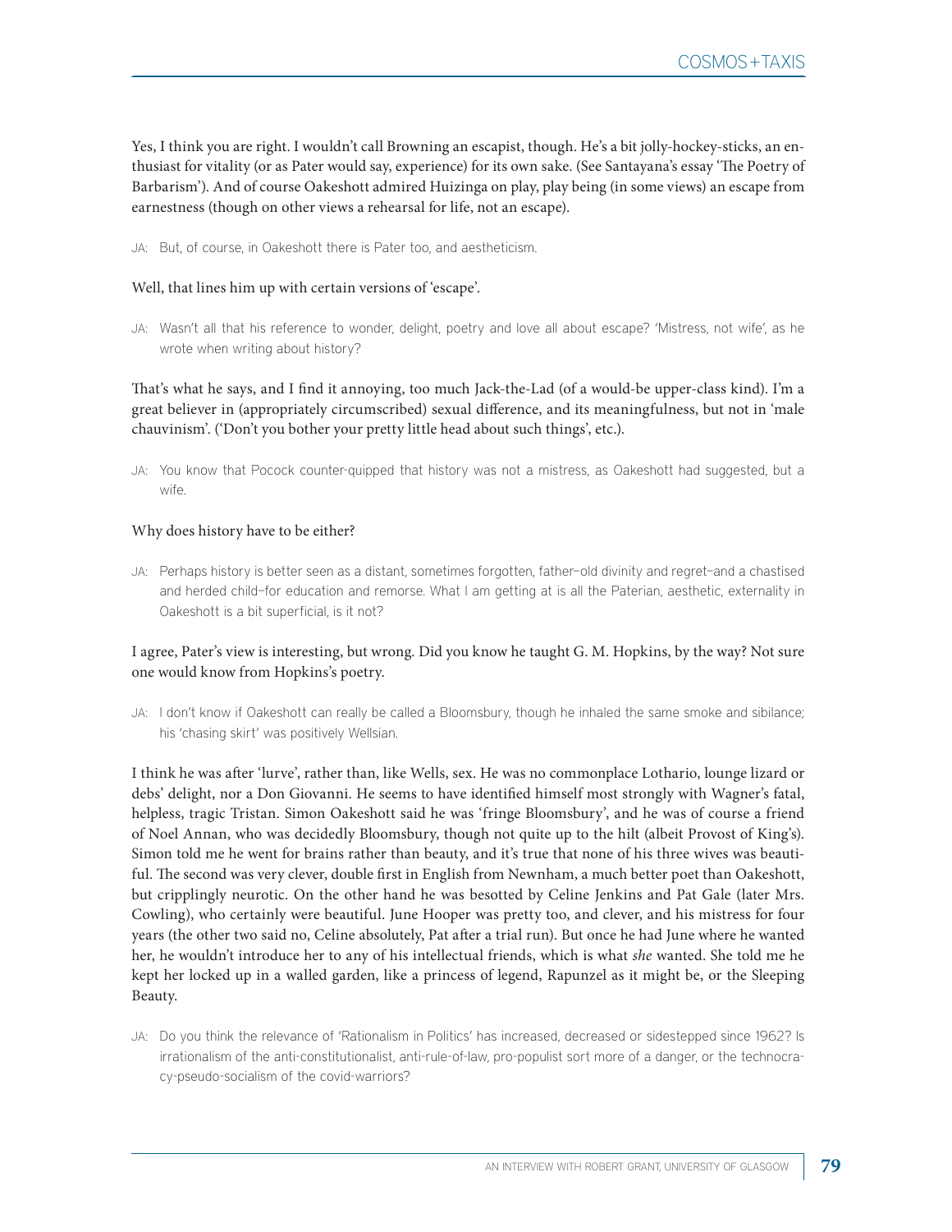Yes, I think you are right. I wouldn't call Browning an escapist, though. He's a bit jolly-hockey-sticks, an enthusiast for vitality (or as Pater would say, experience) for its own sake. (See Santayana's essay 'The Poetry of Barbarism'). And of course Oakeshott admired Huizinga on play, play being (in some views) an escape from earnestness (though on other views a rehearsal for life, not an escape).

JA: But, of course, in Oakeshott there is Pater too, and aestheticism.

Well, that lines him up with certain versions of 'escape'.

JA: Wasn't all that his reference to wonder, delight, poetry and love all about escape? 'Mistress, not wife', as he wrote when writing about history?

That's what he says, and I find it annoying, too much Jack-the-Lad (of a would-be upper-class kind). I'm a great believer in (appropriately circumscribed) sexual difference, and its meaningfulness, but not in 'male chauvinism'. ('Don't you bother your pretty little head about such things', etc.).

JA: You know that Pocock counter-quipped that history was not a mistress, as Oakeshott had suggested, but a wife.

Why does history have to be either?

JA: Perhaps history is better seen as a distant, sometimes forgotten, father—old divinity and regret—and a chastised and herded child—for education and remorse. What I am getting at is all the Paterian, aesthetic, externality in Oakeshott is a bit superficial, is it not?

I agree, Pater's view is interesting, but wrong. Did you know he taught G. M. Hopkins, by the way? Not sure one would know from Hopkins's poetry.

JA: I don't know if Oakeshott can really be called a Bloomsbury, though he inhaled the same smoke and sibilance; his 'chasing skirt' was positively Wellsian.

I think he was after 'lurve', rather than, like Wells, sex. He was no commonplace Lothario, lounge lizard or debs' delight, nor a Don Giovanni. He seems to have identified himself most strongly with Wagner's fatal, helpless, tragic Tristan. Simon Oakeshott said he was 'fringe Bloomsbury', and he was of course a friend of Noel Annan, who was decidedly Bloomsbury, though not quite up to the hilt (albeit Provost of King's). Simon told me he went for brains rather than beauty, and it's true that none of his three wives was beautiful. The second was very clever, double first in English from Newnham, a much better poet than Oakeshott, but cripplingly neurotic. On the other hand he was besotted by Celine Jenkins and Pat Gale (later Mrs. Cowling), who certainly were beautiful. June Hooper was pretty too, and clever, and his mistress for four years (the other two said no, Celine absolutely, Pat after a trial run). But once he had June where he wanted her, he wouldn't introduce her to any of his intellectual friends, which is what *she* wanted. She told me he kept her locked up in a walled garden, like a princess of legend, Rapunzel as it might be, or the Sleeping Beauty.

JA: Do you think the relevance of 'Rationalism in Politics' has increased, decreased or sidestepped since 1962? Is irrationalism of the anti-constitutionalist, anti-rule-of-law, pro-populist sort more of a danger, or the technocracy-pseudo-socialism of the covid-warriors?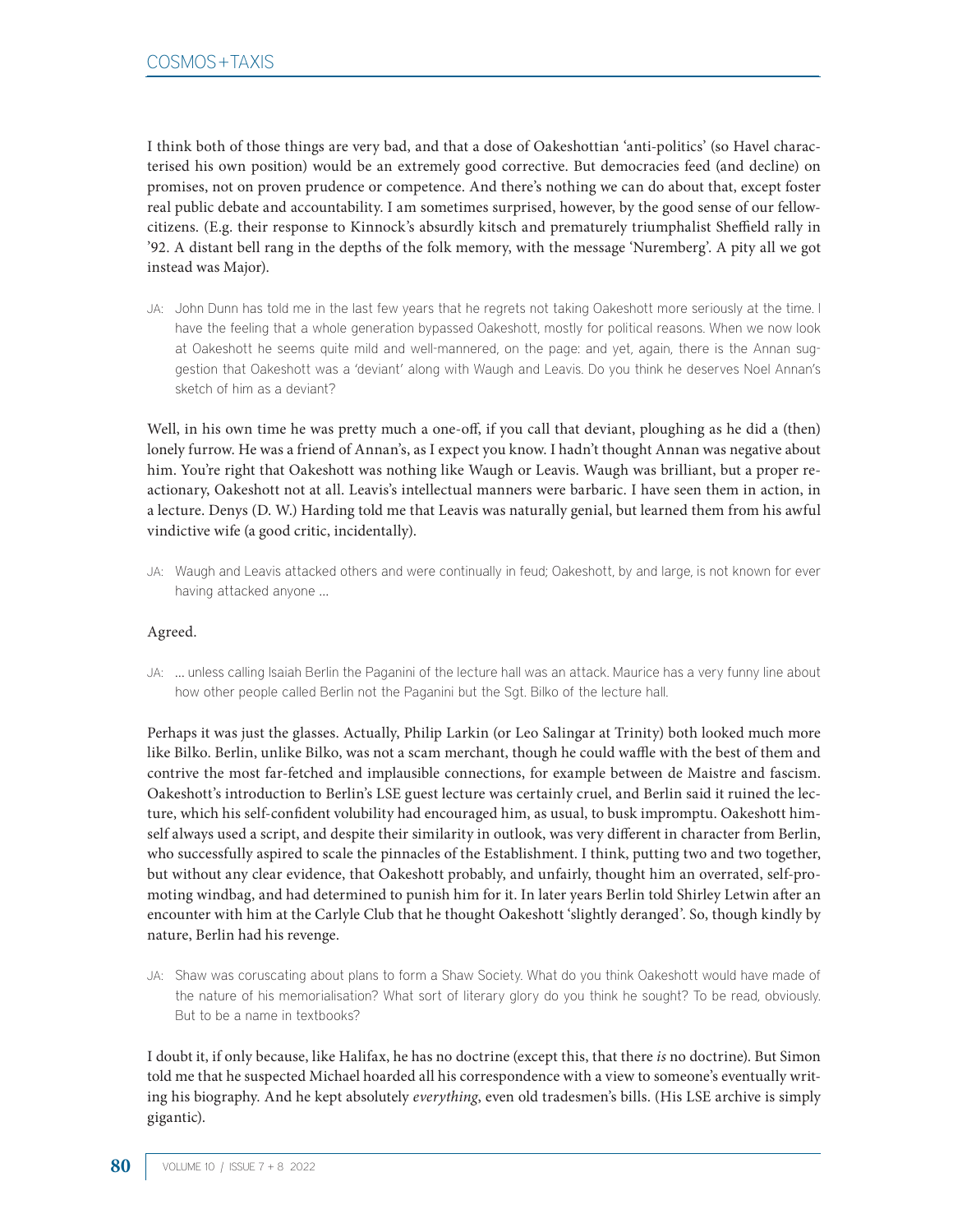I think both of those things are very bad, and that a dose of Oakeshottian 'anti-politics' (so Havel characterised his own position) would be an extremely good corrective. But democracies feed (and decline) on promises, not on proven prudence or competence. And there's nothing we can do about that, except foster real public debate and accountability. I am sometimes surprised, however, by the good sense of our fellow-citizens. (E.g. their response to Kinnock's absurdly kitsch and prematurely triumphalist Sheffield rally in '92. A distant bell rang in the depths of the folk memory, with the message 'Nuremberg'. A pity all we got instead was Major).

> JA: John Dunn has told me in the last few years that he regrets not taking Oakeshott more seriously at the time. I have the feeling that a whole generation bypassed Oakeshott, mostly for political reasons. When we now look at Oakeshott he seems quite mild and well-mannered, on the page: and yet, again, there is the Annan suggestion that Oakeshott was a 'deviant' along with Waugh and Leavis. Do you think he deserves Noel Annan's sketch of him as a deviant?

Well, in his own time he was pretty much a one-off, if you call that deviant, ploughing as he did a (then) lonely furrow. He was a friend of Annan's, as I expect you know. I hadn't thought Annan was negative about him. You're right that Oakeshott was nothing like Waugh or Leavis. Waugh was brilliant, but a proper reactionary, Oakeshott not at all. Leavis's intellectual manners were barbaric. I have seen them in action, in a lecture. Denys (D. W.) Harding told me that Leavis was naturally genial, but learned them from his awful vindictive wife (a good critic, incidentally).

> JA: Waugh and Leavis attacked others and were continually in feud; Oakeshott, by and large, is not known for ever having attacked anyone …

Agreed.

> JA: … unless calling Isaiah Berlin the Paganini of the lecture hall was an attack. Maurice has a very funny line about how other people called Berlin not the Paganini but the Sgt. Bilko of the lecture hall.

Perhaps it was just the glasses. Actually, Philip Larkin (or Leo Salingar at Trinity) both looked much more like Bilko. Berlin, unlike Bilko, was not a scam merchant, though he could waffle with the best of them and contrive the most far-fetched and implausible connections, for example between de Maistre and fascism. Oakeshott's introduction to Berlin's LSE guest lecture was certainly cruel, and Berlin said it ruined the lecture, which his self-confident volubility had encouraged him, as usual, to busk impromptu. Oakeshott himself always used a script, and despite their similarity in outlook, was very different in character from Berlin, who successfully aspired to scale the pinnacles of the Establishment. I think, putting two and two together, but without any clear evidence, that Oakeshott probably, and unfairly, thought him an overrated, self-promoting windbag, and had determined to punish him for it. In later years Berlin told Shirley Letwin after an encounter with him at the Carlyle Club that he thought Oakeshott 'slightly deranged'. So, though kindly by nature, Berlin had his revenge.

> JA: Shaw was coruscating about plans to form a Shaw Society. What do you think Oakeshott would have made of the nature of his memorialisation? What sort of literary glory do you think he sought? To be read, obviously. But to be a name in textbooks?

I doubt it, if only because, like Halifax, he has no doctrine (except this, that there *is* no doctrine). But Simon told me that he suspected Michael hoarded all his correspondence with a view to someone's eventually writing his biography. And he kept absolutely *everything*, even old tradesmen's bills. (His LSE archive is simply gigantic).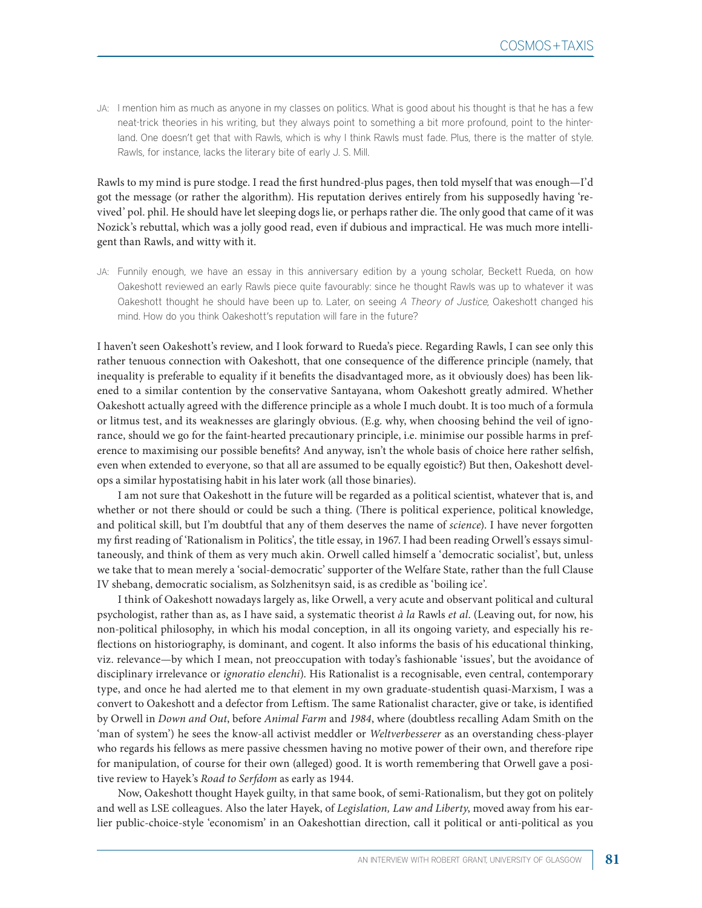JA: I mention him as much as anyone in my classes on politics. What is good about his thought is that he has a few neat-trick theories in his writing, but they always point to something a bit more profound, point to the hinterland. One doesn't get that with Rawls, which is why I think Rawls must fade. Plus, there is the matter of style. Rawls, for instance, lacks the literary bite of early J. S. Mill.

Rawls to my mind is pure stodge. I read the first hundred-plus pages, then told myself that was enough—I'd got the message (or rather the algorithm). His reputation derives entirely from his supposedly having 'revived' pol. phil. He should have let sleeping dogs lie, or perhaps rather die. The only good that came of it was Nozick's rebuttal, which was a jolly good read, even if dubious and impractical. He was much more intelligent than Rawls, and witty with it.

JA: Funnily enough, we have an essay in this anniversary edition by a young scholar, Beckett Rueda, on how Oakeshott reviewed an early Rawls piece quite favourably: since he thought Rawls was up to whatever it was Oakeshott thought he should have been up to. Later, on seeing *A Theory of Justice*, Oakeshott changed his mind. How do you think Oakeshott's reputation will fare in the future?

I haven't seen Oakeshott's review, and I look forward to Rueda's piece. Regarding Rawls, I can see only this rather tenuous connection with Oakeshott, that one consequence of the difference principle (namely, that inequality is preferable to equality if it benefits the disadvantaged more, as it obviously does) has been likened to a similar contention by the conservative Santayana, whom Oakeshott greatly admired. Whether Oakeshott actually agreed with the difference principle as a whole I much doubt. It is too much of a formula or litmus test, and its weaknesses are glaringly obvious. (E.g. why, when choosing behind the veil of ignorance, should we go for the faint-hearted precautionary principle, i.e. minimise our possible harms in preference to maximising our possible benefits? And anyway, isn't the whole basis of choice here rather selfish, even when extended to everyone, so that all are assumed to be equally egoistic?) But then, Oakeshott develops a similar hypostatising habit in his later work (all those binaries).

I am not sure that Oakeshott in the future will be regarded as a political scientist, whatever that is, and whether or not there should or could be such a thing. (There is political experience, political knowledge, and political skill, but I'm doubtful that any of them deserves the name of *science*). I have never forgotten my first reading of 'Rationalism in Politics', the title essay, in 1967. I had been reading Orwell's essays simultaneously, and think of them as very much akin. Orwell called himself a 'democratic socialist', but, unless we take that to mean merely a 'social-democratic' supporter of the Welfare State, rather than the full Clause IV shebang, democratic socialism, as Solzhenitsyn said, is as credible as 'boiling ice'.

I think of Oakeshott nowadays largely as, like Orwell, a very acute and observant political and cultural psychologist, rather than as, as I have said, a systematic theorist *à la* Rawls *et al*. (Leaving out, for now, his non-political philosophy, in which his modal conception, in all its ongoing variety, and especially his reflections on historiography, is dominant, and cogent. It also informs the basis of his educational thinking, viz. relevance—by which I mean, not preoccupation with today's fashionable 'issues', but the avoidance of disciplinary irrelevance or *ignoratio elenchi*). His Rationalist is a recognisable, even central, contemporary type, and once he had alerted me to that element in my own graduate-studentish quasi-Marxism, I was a convert to Oakeshott and a defector from Leftism. The same Rationalist character, give or take, is identified by Orwell in *Down and Out*, before *Animal Farm* and *1984*, where (doubtless recalling Adam Smith on the 'man of system') he sees the know-all activist meddler or *Weltverbesserer* as an overstanding chess-player who regards his fellows as mere passive chessmen having no motive power of their own, and therefore ripe for manipulation, of course for their own (alleged) good. It is worth remembering that Orwell gave a positive review to Hayek's *Road to Serfdom* as early as 1944.

Now, Oakeshott thought Hayek guilty, in that same book, of semi-Rationalism, but they got on politely and well as LSE colleagues. Also the later Hayek, of *Legislation, Law and Liberty*, moved away from his earlier public-choice-style 'economism' in an Oakeshottian direction, call it political or anti-political as you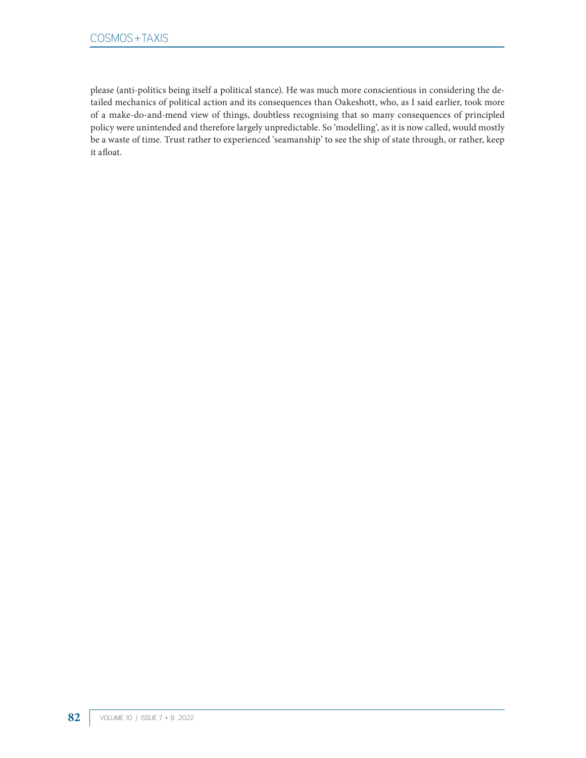please (anti-politics being itself a political stance). He was much more conscientious in considering the detailed mechanics of political action and its consequences than Oakeshott, who, as I said earlier, took more of a make-do-and-mend view of things, doubtless recognising that so many consequences of principled policy were unintended and therefore largely unpredictable. So 'modelling', as it is now called, would mostly be a waste of time. Trust rather to experienced 'seamanship' to see the ship of state through, or rather, keep it afloat.